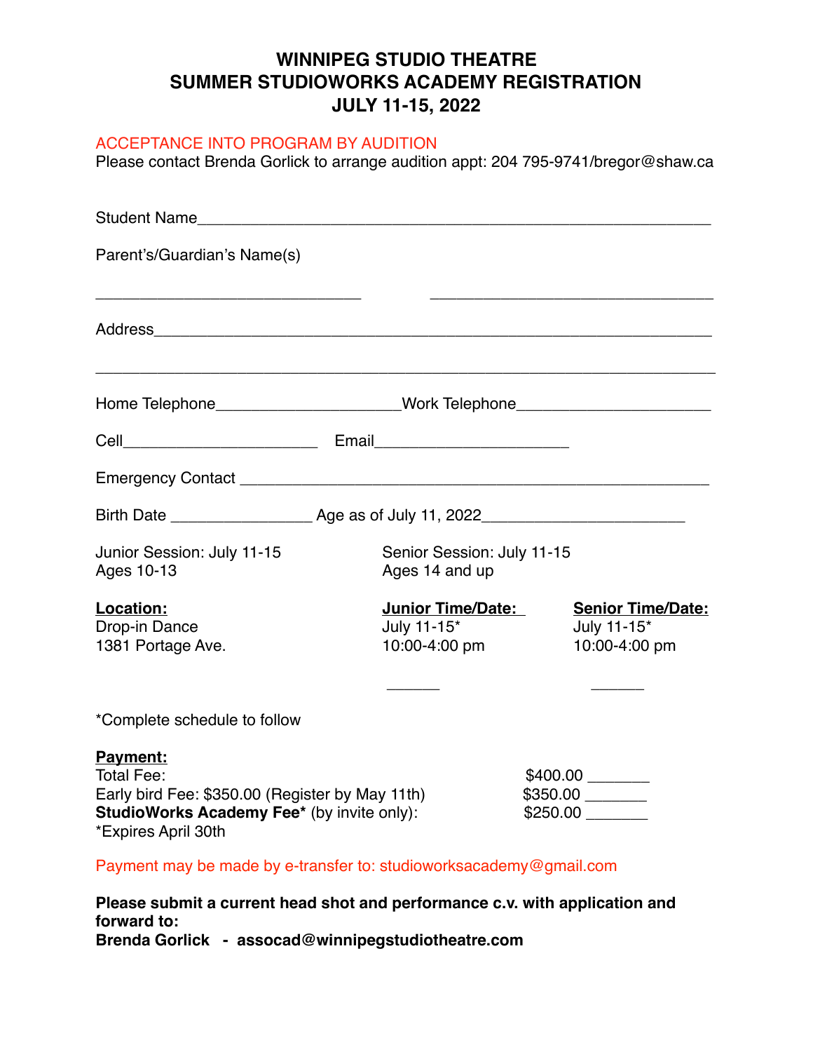# WINNIPEG STUDIO THEATRE
# SUMMER STUDIOWORKS ACADEMY REGISTRATION
# JULY 11-15, 2022

ACCEPTANCE INTO PROGRAM BY AUDITION
Please contact Brenda Gorlick to arrange audition appt: 204 795-9741/bregor@shaw.ca

Student Name_______________________________________________________________

Parent's/Guardian's Name(s)

______________________________          ______________________________

Address_____________________________________________________________________

____________________________________________________________________________

Home Telephone_____________________Work Telephone______________________

Cell______________________   Email______________________

Emergency Contact ___________________________________________________

Birth Date ________________ Age as of July 11, 2022______________________

Junior Session: July 11-15
Ages 10-13

Senior Session: July 11-15
Ages 14 and up

| **Location:** | **Junior Time/Date:** | **Senior Time/Date:** |
|---|---|---|
| Drop-in Dance<br>1381 Portage Ave. | July 11-15*<br>10:00-4:00 pm | July 11-15*<br>10:00-4:00 pm |
| | ______ | ______ |

*Complete schedule to follow

**Payment:**

| | |
|---|---|
| Total Fee: | $400.00 _______ |
| Early bird Fee: $350.00 (Register by May 11th) | $350.00 _______ |
| **StudioWorks Academy Fee*** (by invite only): | $250.00 _______ |
| *Expires April 30th | |

Payment may be made by e-transfer to: studioworksacademy@gmail.com

**Please submit a current head shot and performance c.v. with application and forward to:**
**Brenda Gorlick - assocad@winnipegstudiotheatre.com**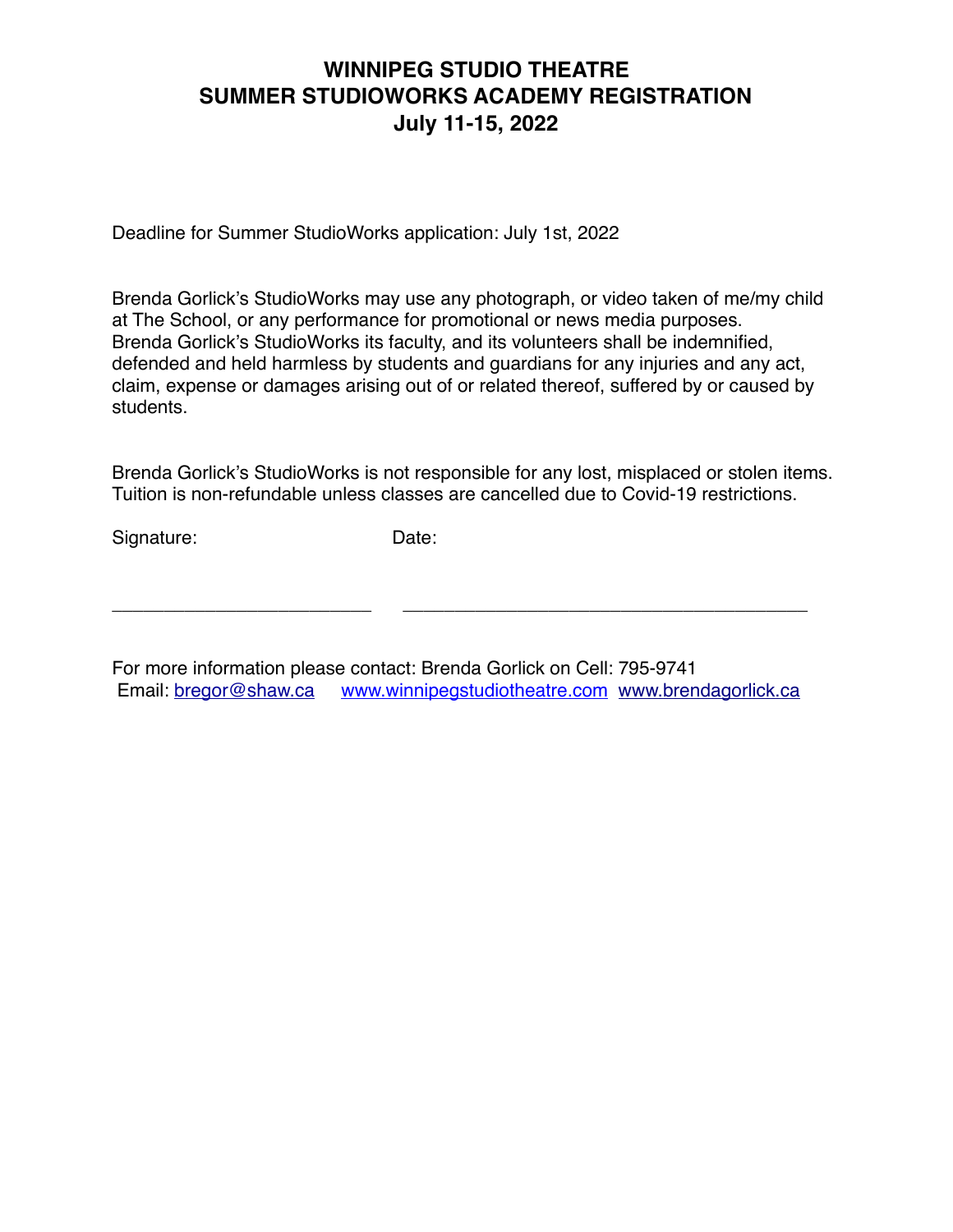# WINNIPEG STUDIO THEATRE
# SUMMER STUDIOWORKS ACADEMY REGISTRATION
# July 11-15, 2022

Deadline for Summer StudioWorks application: July 1st, 2022

Brenda Gorlick's StudioWorks may use any photograph, or video taken of me/my child at The School, or any performance for promotional or news media purposes. Brenda Gorlick's StudioWorks its faculty, and its volunteers shall be indemnified, defended and held harmless by students and guardians for any injuries and any act, claim, expense or damages arising out of or related thereof, suffered by or caused by students.

Brenda Gorlick's StudioWorks is not responsible for any lost, misplaced or stolen items. Tuition is non-refundable unless classes are cancelled due to Covid-19 restrictions.

Signature: Date:

_________________________ _______________________________________

For more information please contact: Brenda Gorlick on Cell: 795-9741
Email: bregor@shaw.ca www.winnipegstudiotheatre.com www.brendagorlick.ca